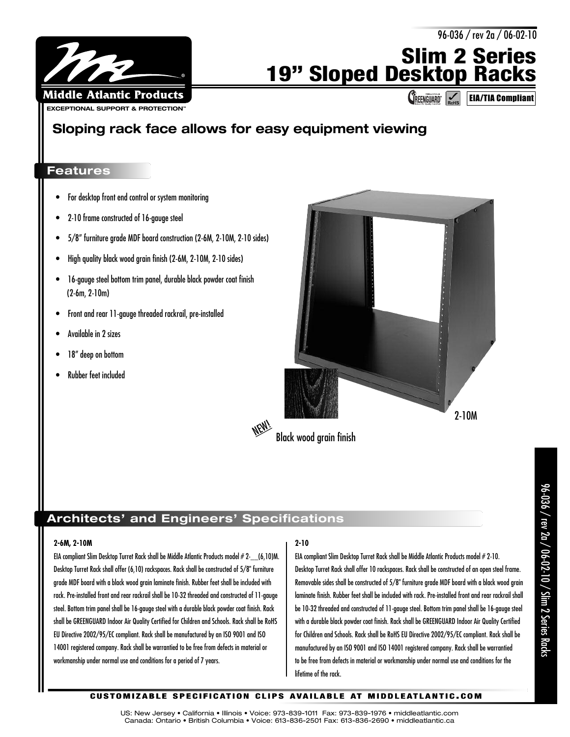96-036 / rev 2a / 06-02-10

# Slim 2 Series 19" Sloped Desktop Racks

Middle Atlantic Products
EXCEPTIONAL SUPPORT & PROTECTION™

GREENGUARD RoHS EIA/TIA Compliant

## Sloping rack face allows for easy equipment viewing

### Features

- For desktop front end control or system monitoring
- 2-10 frame constructed of 16-gauge steel
- 5/8" furniture grade MDF board construction (2-6M, 2-10M, 2-10 sides)
- High quality black wood grain finish (2-6M, 2-10M, 2-10 sides)
- 16-gauge steel bottom trim panel, durable black powder coat finish (2-6m, 2-10m)
- Front and rear 11-gauge threaded rackrail, pre-installed
- Available in 2 sizes
- 18" deep on bottom
- Rubber feet included

2-10M

NEW! Black wood grain finish

### Architects' and Engineers' Specifications

**2-6M, 2-10M**

EIA compliant Slim Desktop Turret Rack shall be Middle Atlantic Products model # 2-__(6,10)M. Desktop Turret Rack shall offer (6,10) rackspaces. Rack shall be constructed of 5/8" furniture grade MDF board with a black wood grain laminate finish. Rubber feet shall be included with rack. Pre-installed front and rear rackrail shall be 10-32 threaded and constructed of 11-gauge steel. Bottom trim panel shall be 16-gauge steel with a durable black powder coat finish. Rack shall be GREENGUARD Indoor Air Quality Certified for Children and Schools. Rack shall be RoHS EU Directive 2002/95/EC compliant. Rack shall be manufactured by an ISO 9001 and ISO 14001 registered company. Rack shall be warrantied to be free from defects in material or workmanship under normal use and conditions for a period of 7 years.

**2-10**

EIA compliant Slim Desktop Turret Rack shall be Middle Atlantic Products model # 2-10. Desktop Turret Rack shall offer 10 rackspaces. Rack shall be constructed of an open steel frame. Removable sides shall be constructed of 5/8" furniture grade MDF board with a black wood grain laminate finish. Rubber feet shall be included with rack. Pre-installed front and rear rackrail shall be 10-32 threaded and constructed of 11-gauge steel. Bottom trim panel shall be 16-gauge steel with a durable black powder coat finish. Rack shall be GREENGUARD Indoor Air Quality Certified for Children and Schools. Rack shall be RoHS EU Directive 2002/95/EC compliant. Rack shall be manufactured by an ISO 9001 and ISO 14001 registered company. Rack shall be warrantied to be free from defects in material or workmanship under normal use and conditions for the lifetime of the rack.

**CUSTOMIZABLE SPECIFICATION CLIPS AVAILABLE AT MIDDLEATLANTIC.COM**

US: New Jersey • California • Illinois • Voice: 973-839-1011 Fax: 973-839-1976 • middleatlantic.com
Canada: Ontario • British Columbia • Voice: 613-836-2501 Fax: 613-836-2690 • middleatlantic.ca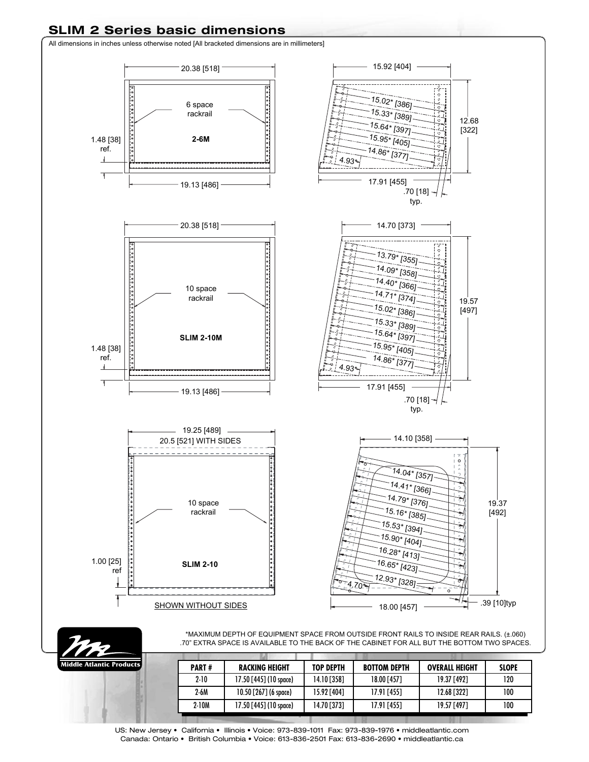## SLIM 2 Series basic dimensions

All dimensions in inches unless otherwise noted [All bracketed dimensions are in millimeters]

20.38 [518]
6 space rackrail
2-6M
1.48 [38] ref.
19.13 [486]

15.92 [404]
15.02* [386]
15.33* [389]
15.64* [397]
15.95* [405]
14.86* [377]
4.93*
12.68 [322]
17.91 [455]
.70 [18] typ.

20.38 [518]
10 space rackrail
SLIM 2-10M
1.48 [38] ref.
19.13 [486]

14.70 [373]
13.79* [355]
14.09* [358]
14.40* [366]
14.71* [374]
15.02* [386]
15.33* [389]
15.64* [397]
15.95* [405]
14.86* [377]
4.93*
19.57 [497]
17.91 [455]
.70 [18] typ.

19.25 [489]
20.5 [521] WITH SIDES
10 space rackrail
SLIM 2-10
1.00 [25] ref
SHOWN WITHOUT SIDES

14.10 [358]
14.04* [357]
14.41* [366]
14.79* [376]
15.16* [385]
15.53* [394]
15.90* [404]
16.28* [413]
16.65* [423]
12.93* [328]
4.70*
19.37 [492]
18.00 [457]
.39 [10]typ

*MAXIMUM DEPTH OF EQUIPMENT SPACE FROM OUTSIDE FRONT RAILS TO INSIDE REAR RAILS. (±.060)
.70" EXTRA SPACE IS AVAILABLE TO THE BACK OF THE CABINET FOR ALL BUT THE BOTTOM TWO SPACES.

Middle Atlantic Products

| PART # | RACKING HEIGHT | TOP DEPTH | BOTTOM DEPTH | OVERALL HEIGHT | SLOPE |
|---|---|---|---|---|---|
| 2-10 | 17.50 [445] (10 space) | 14.10 [358] | 18.00 [457] | 19.37 [492] | 120 |
| 2-6M | 10.50 [267] (6 space) | 15.92 [404] | 17.91 [455] | 12.68 [322] | 100 |
| 2-10M | 17.50 [445] (10 space) | 14.70 [373] | 17.91 [455] | 19.57 [497] | 100 |

US: New Jersey • California • Illinois • Voice: 973-839-1011 Fax: 973-839-1976 • middleatlantic.com
Canada: Ontario • British Columbia • Voice: 613-836-2501 Fax: 613-836-2690 • middleatlantic.ca